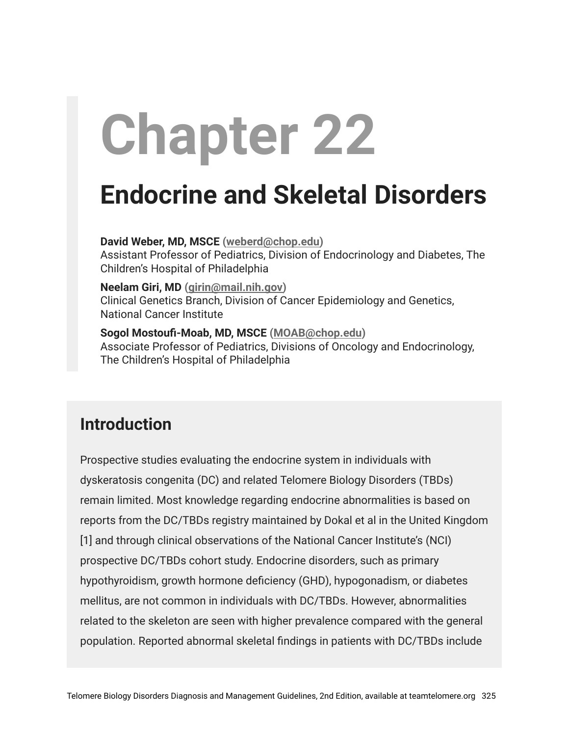# Chapter 22

## Endocrine and Skeletal Disorders

**David Weber, MD, MSCE** (**weberd@chop.edu**)
Assistant Professor of Pediatrics, Division of Endocrinology and Diabetes, The Children's Hospital of Philadelphia

**Neelam Giri, MD** (**girin@mail.nih.gov**)
Clinical Genetics Branch, Division of Cancer Epidemiology and Genetics, National Cancer Institute

**Sogol Mostoufi-Moab, MD, MSCE** (**MOAB@chop.edu**)
Associate Professor of Pediatrics, Divisions of Oncology and Endocrinology, The Children's Hospital of Philadelphia

## Introduction

Prospective studies evaluating the endocrine system in individuals with dyskeratosis congenita (DC) and related Telomere Biology Disorders (TBDs) remain limited. Most knowledge regarding endocrine abnormalities is based on reports from the DC/TBDs registry maintained by Dokal et al in the United Kingdom [1] and through clinical observations of the National Cancer Institute's (NCI) prospective DC/TBDs cohort study. Endocrine disorders, such as primary hypothyroidism, growth hormone deficiency (GHD), hypogonadism, or diabetes mellitus, are not common in individuals with DC/TBDs. However, abnormalities related to the skeleton are seen with higher prevalence compared with the general population. Reported abnormal skeletal findings in patients with DC/TBDs include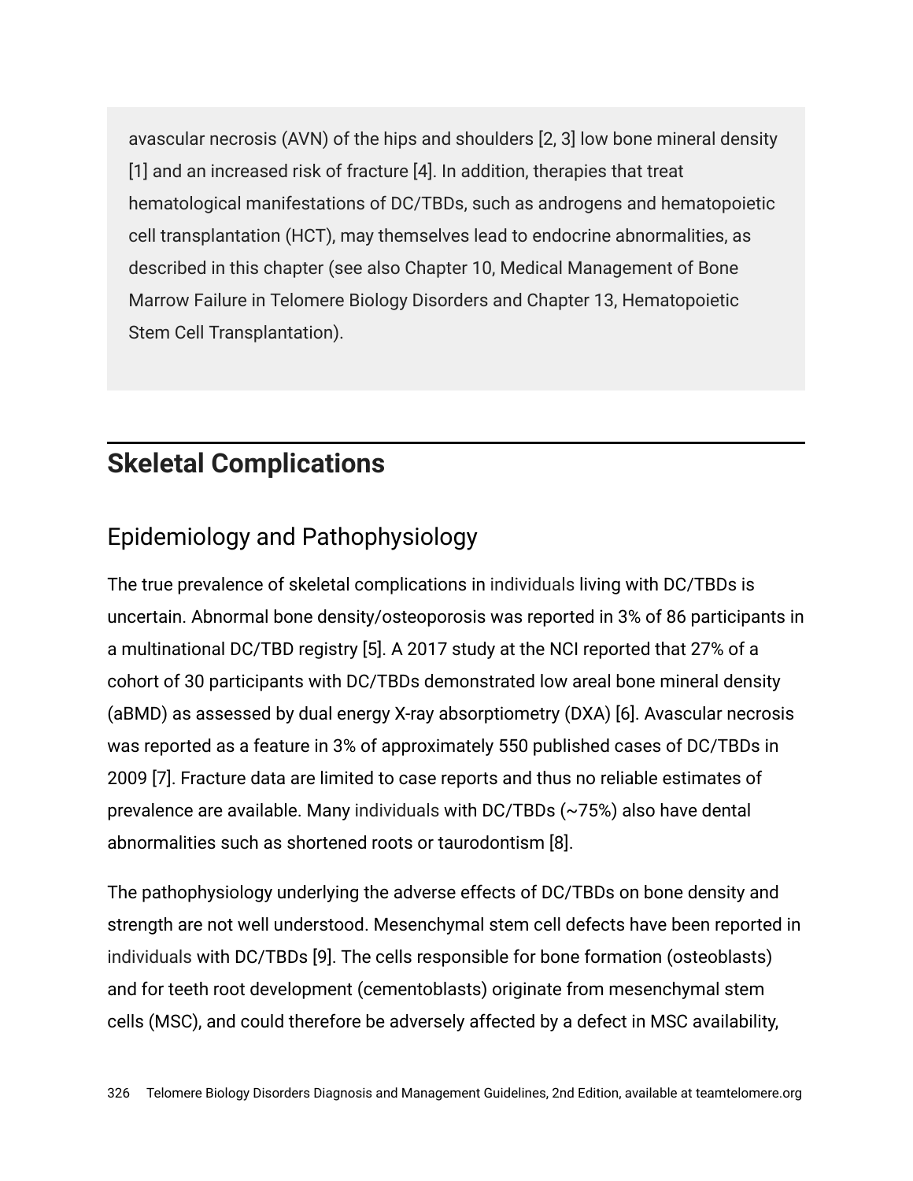avascular necrosis (AVN) of the hips and shoulders [2, 3] low bone mineral density [1] and an increased risk of fracture [4]. In addition, therapies that treat hematological manifestations of DC/TBDs, such as androgens and hematopoietic cell transplantation (HCT), may themselves lead to endocrine abnormalities, as described in this chapter (see also Chapter 10, Medical Management of Bone Marrow Failure in Telomere Biology Disorders and Chapter 13, Hematopoietic Stem Cell Transplantation).

## Skeletal Complications

### Epidemiology and Pathophysiology

The true prevalence of skeletal complications in individuals living with DC/TBDs is uncertain. Abnormal bone density/osteoporosis was reported in 3% of 86 participants in a multinational DC/TBD registry [5]. A 2017 study at the NCI reported that 27% of a cohort of 30 participants with DC/TBDs demonstrated low areal bone mineral density (aBMD) as assessed by dual energy X-ray absorptiometry (DXA) [6]. Avascular necrosis was reported as a feature in 3% of approximately 550 published cases of DC/TBDs in 2009 [7]. Fracture data are limited to case reports and thus no reliable estimates of prevalence are available. Many individuals with DC/TBDs (~75%) also have dental abnormalities such as shortened roots or taurodontism [8].

The pathophysiology underlying the adverse effects of DC/TBDs on bone density and strength are not well understood. Mesenchymal stem cell defects have been reported in individuals with DC/TBDs [9]. The cells responsible for bone formation (osteoblasts) and for teeth root development (cementoblasts) originate from mesenchymal stem cells (MSC), and could therefore be adversely affected by a defect in MSC availability,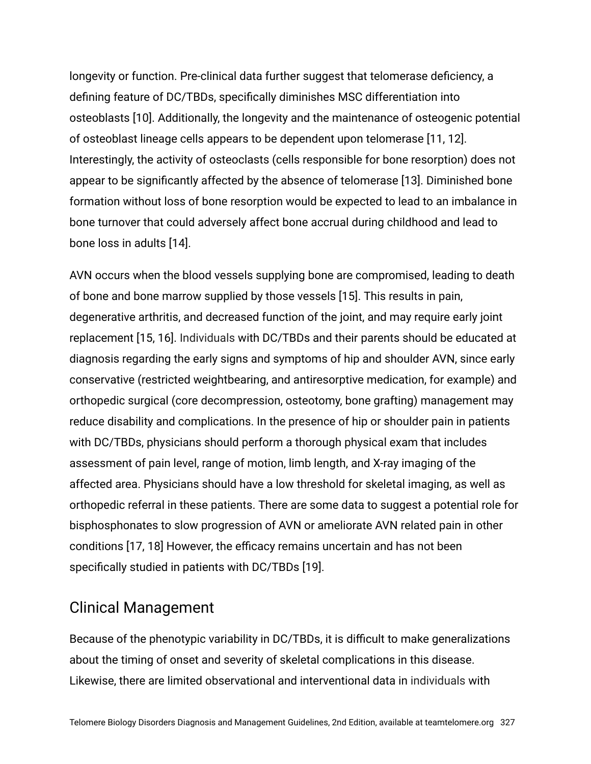longevity or function. Pre-clinical data further suggest that telomerase deficiency, a defining feature of DC/TBDs, specifically diminishes MSC differentiation into osteoblasts [10]. Additionally, the longevity and the maintenance of osteogenic potential of osteoblast lineage cells appears to be dependent upon telomerase [11, 12]. Interestingly, the activity of osteoclasts (cells responsible for bone resorption) does not appear to be significantly affected by the absence of telomerase [13]. Diminished bone formation without loss of bone resorption would be expected to lead to an imbalance in bone turnover that could adversely affect bone accrual during childhood and lead to bone loss in adults [14].

AVN occurs when the blood vessels supplying bone are compromised, leading to death of bone and bone marrow supplied by those vessels [15]. This results in pain, degenerative arthritis, and decreased function of the joint, and may require early joint replacement [15, 16]. Individuals with DC/TBDs and their parents should be educated at diagnosis regarding the early signs and symptoms of hip and shoulder AVN, since early conservative (restricted weightbearing, and antiresorptive medication, for example) and orthopedic surgical (core decompression, osteotomy, bone grafting) management may reduce disability and complications. In the presence of hip or shoulder pain in patients with DC/TBDs, physicians should perform a thorough physical exam that includes assessment of pain level, range of motion, limb length, and X-ray imaging of the affected area. Physicians should have a low threshold for skeletal imaging, as well as orthopedic referral in these patients. There are some data to suggest a potential role for bisphosphonates to slow progression of AVN or ameliorate AVN related pain in other conditions [17, 18] However, the efficacy remains uncertain and has not been specifically studied in patients with DC/TBDs [19].

## Clinical Management

Because of the phenotypic variability in DC/TBDs, it is difficult to make generalizations about the timing of onset and severity of skeletal complications in this disease. Likewise, there are limited observational and interventional data in individuals with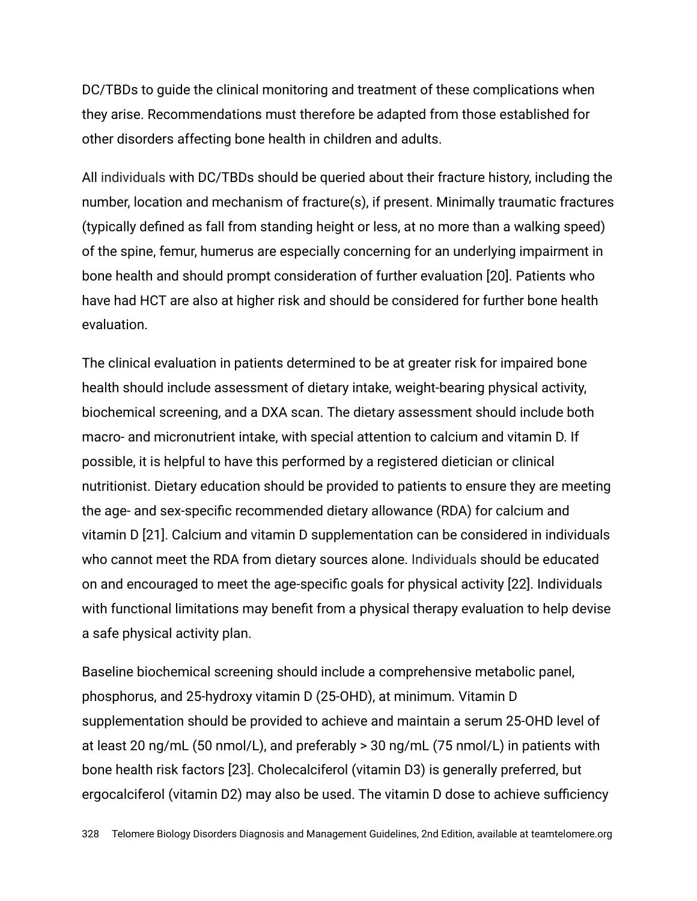DC/TBDs to guide the clinical monitoring and treatment of these complications when they arise. Recommendations must therefore be adapted from those established for other disorders affecting bone health in children and adults.

All individuals with DC/TBDs should be queried about their fracture history, including the number, location and mechanism of fracture(s), if present. Minimally traumatic fractures (typically defined as fall from standing height or less, at no more than a walking speed) of the spine, femur, humerus are especially concerning for an underlying impairment in bone health and should prompt consideration of further evaluation [20]. Patients who have had HCT are also at higher risk and should be considered for further bone health evaluation.

The clinical evaluation in patients determined to be at greater risk for impaired bone health should include assessment of dietary intake, weight-bearing physical activity, biochemical screening, and a DXA scan. The dietary assessment should include both macro- and micronutrient intake, with special attention to calcium and vitamin D. If possible, it is helpful to have this performed by a registered dietician or clinical nutritionist. Dietary education should be provided to patients to ensure they are meeting the age- and sex-specific recommended dietary allowance (RDA) for calcium and vitamin D [21]. Calcium and vitamin D supplementation can be considered in individuals who cannot meet the RDA from dietary sources alone. Individuals should be educated on and encouraged to meet the age-specific goals for physical activity [22]. Individuals with functional limitations may benefit from a physical therapy evaluation to help devise a safe physical activity plan.

Baseline biochemical screening should include a comprehensive metabolic panel, phosphorus, and 25-hydroxy vitamin D (25-OHD), at minimum. Vitamin D supplementation should be provided to achieve and maintain a serum 25-OHD level of at least 20 ng/mL (50 nmol/L), and preferably > 30 ng/mL (75 nmol/L) in patients with bone health risk factors [23]. Cholecalciferol (vitamin D3) is generally preferred, but ergocalciferol (vitamin D2) may also be used. The vitamin D dose to achieve sufficiency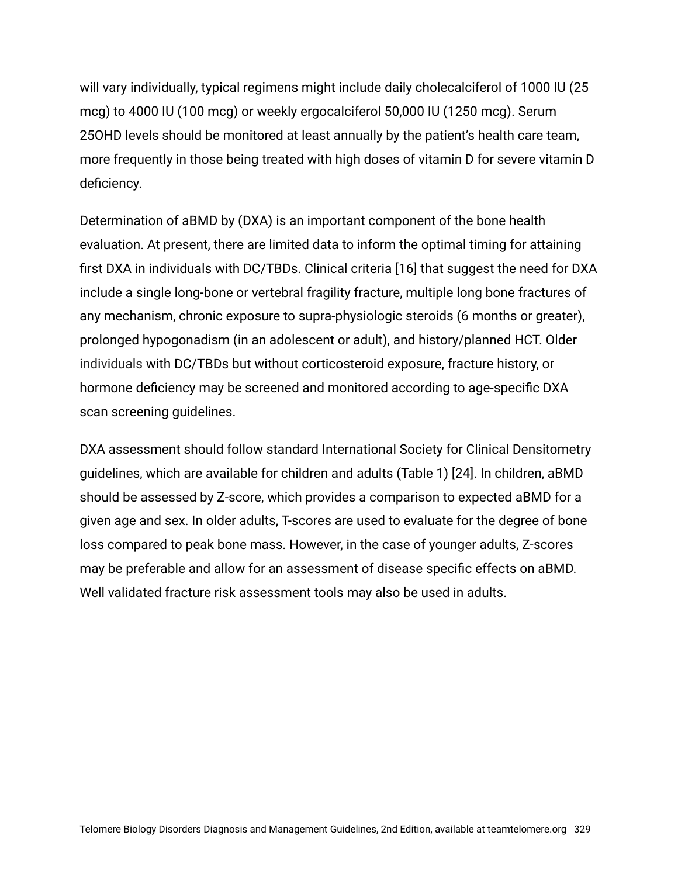will vary individually, typical regimens might include daily cholecalciferol of 1000 IU (25 mcg) to 4000 IU (100 mcg) or weekly ergocalciferol 50,000 IU (1250 mcg). Serum 25OHD levels should be monitored at least annually by the patient's health care team, more frequently in those being treated with high doses of vitamin D for severe vitamin D deficiency.

Determination of aBMD by (DXA) is an important component of the bone health evaluation. At present, there are limited data to inform the optimal timing for attaining first DXA in individuals with DC/TBDs. Clinical criteria [16] that suggest the need for DXA include a single long-bone or vertebral fragility fracture, multiple long bone fractures of any mechanism, chronic exposure to supra-physiologic steroids (6 months or greater), prolonged hypogonadism (in an adolescent or adult), and history/planned HCT. Older individuals with DC/TBDs but without corticosteroid exposure, fracture history, or hormone deficiency may be screened and monitored according to age-specific DXA scan screening guidelines.

DXA assessment should follow standard International Society for Clinical Densitometry guidelines, which are available for children and adults (Table 1) [24]. In children, aBMD should be assessed by Z-score, which provides a comparison to expected aBMD for a given age and sex. In older adults, T-scores are used to evaluate for the degree of bone loss compared to peak bone mass. However, in the case of younger adults, Z-scores may be preferable and allow for an assessment of disease specific effects on aBMD. Well validated fracture risk assessment tools may also be used in adults.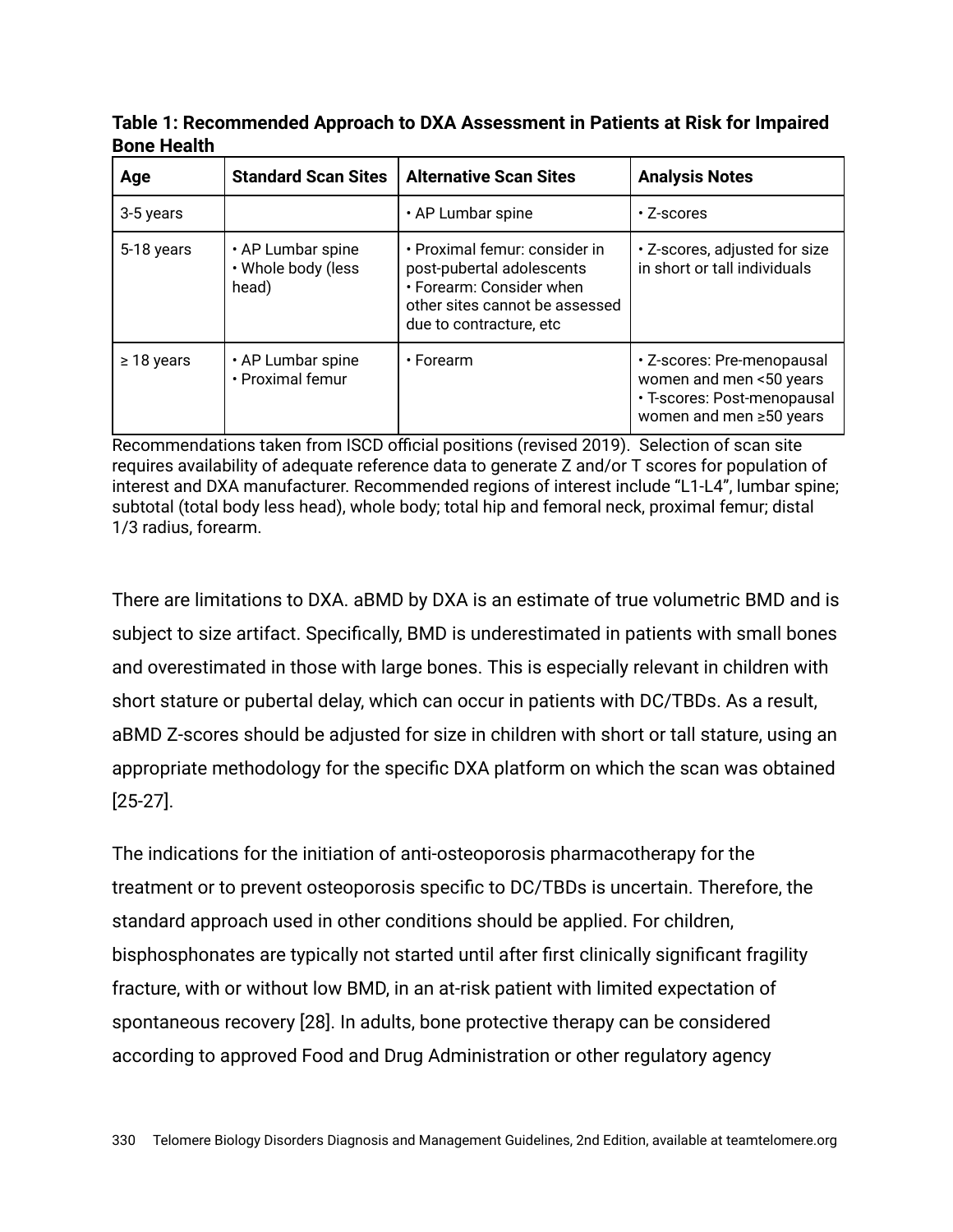**Table 1: Recommended Approach to DXA Assessment in Patients at Risk for Impaired Bone Health**

| Age | Standard Scan Sites | Alternative Scan Sites | Analysis Notes |
|---|---|---|---|
| 3-5 years | | • AP Lumbar spine | • Z-scores |
| 5-18 years | • AP Lumbar spine<br>• Whole body (less head) | • Proximal femur: consider in post-pubertal adolescents<br>• Forearm: Consider when other sites cannot be assessed due to contracture, etc | • Z-scores, adjusted for size in short or tall individuals |
| ≥ 18 years | • AP Lumbar spine<br>• Proximal femur | • Forearm | • Z-scores: Pre-menopausal women and men <50 years<br>• T-scores: Post-menopausal women and men ≥50 years |

Recommendations taken from ISCD official positions (revised 2019). Selection of scan site requires availability of adequate reference data to generate Z and/or T scores for population of interest and DXA manufacturer. Recommended regions of interest include "L1-L4", lumbar spine; subtotal (total body less head), whole body; total hip and femoral neck, proximal femur; distal 1/3 radius, forearm.

There are limitations to DXA. aBMD by DXA is an estimate of true volumetric BMD and is subject to size artifact. Specifically, BMD is underestimated in patients with small bones and overestimated in those with large bones. This is especially relevant in children with short stature or pubertal delay, which can occur in patients with DC/TBDs. As a result, aBMD Z-scores should be adjusted for size in children with short or tall stature, using an appropriate methodology for the specific DXA platform on which the scan was obtained [25-27].

The indications for the initiation of anti-osteoporosis pharmacotherapy for the treatment or to prevent osteoporosis specific to DC/TBDs is uncertain. Therefore, the standard approach used in other conditions should be applied. For children, bisphosphonates are typically not started until after first clinically significant fragility fracture, with or without low BMD, in an at-risk patient with limited expectation of spontaneous recovery [28]. In adults, bone protective therapy can be considered according to approved Food and Drug Administration or other regulatory agency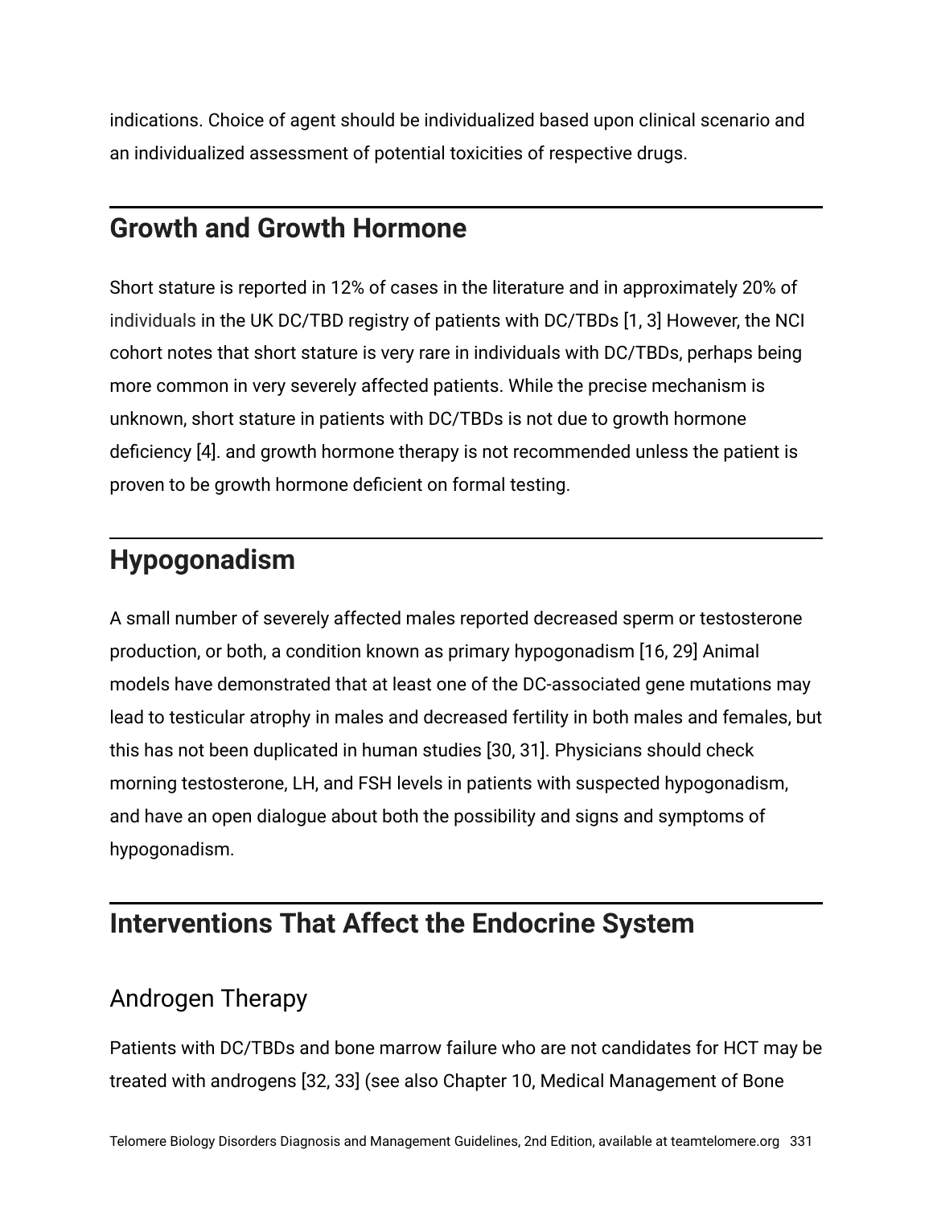indications. Choice of agent should be individualized based upon clinical scenario and an individualized assessment of potential toxicities of respective drugs.

## Growth and Growth Hormone

Short stature is reported in 12% of cases in the literature and in approximately 20% of individuals in the UK DC/TBD registry of patients with DC/TBDs [1, 3] However, the NCI cohort notes that short stature is very rare in individuals with DC/TBDs, perhaps being more common in very severely affected patients. While the precise mechanism is unknown, short stature in patients with DC/TBDs is not due to growth hormone deficiency [4]. and growth hormone therapy is not recommended unless the patient is proven to be growth hormone deficient on formal testing.

## Hypogonadism

A small number of severely affected males reported decreased sperm or testosterone production, or both, a condition known as primary hypogonadism [16, 29] Animal models have demonstrated that at least one of the DC-associated gene mutations may lead to testicular atrophy in males and decreased fertility in both males and females, but this has not been duplicated in human studies [30, 31]. Physicians should check morning testosterone, LH, and FSH levels in patients with suspected hypogonadism, and have an open dialogue about both the possibility and signs and symptoms of hypogonadism.

## Interventions That Affect the Endocrine System

### Androgen Therapy

Patients with DC/TBDs and bone marrow failure who are not candidates for HCT may be treated with androgens [32, 33] (see also Chapter 10, Medical Management of Bone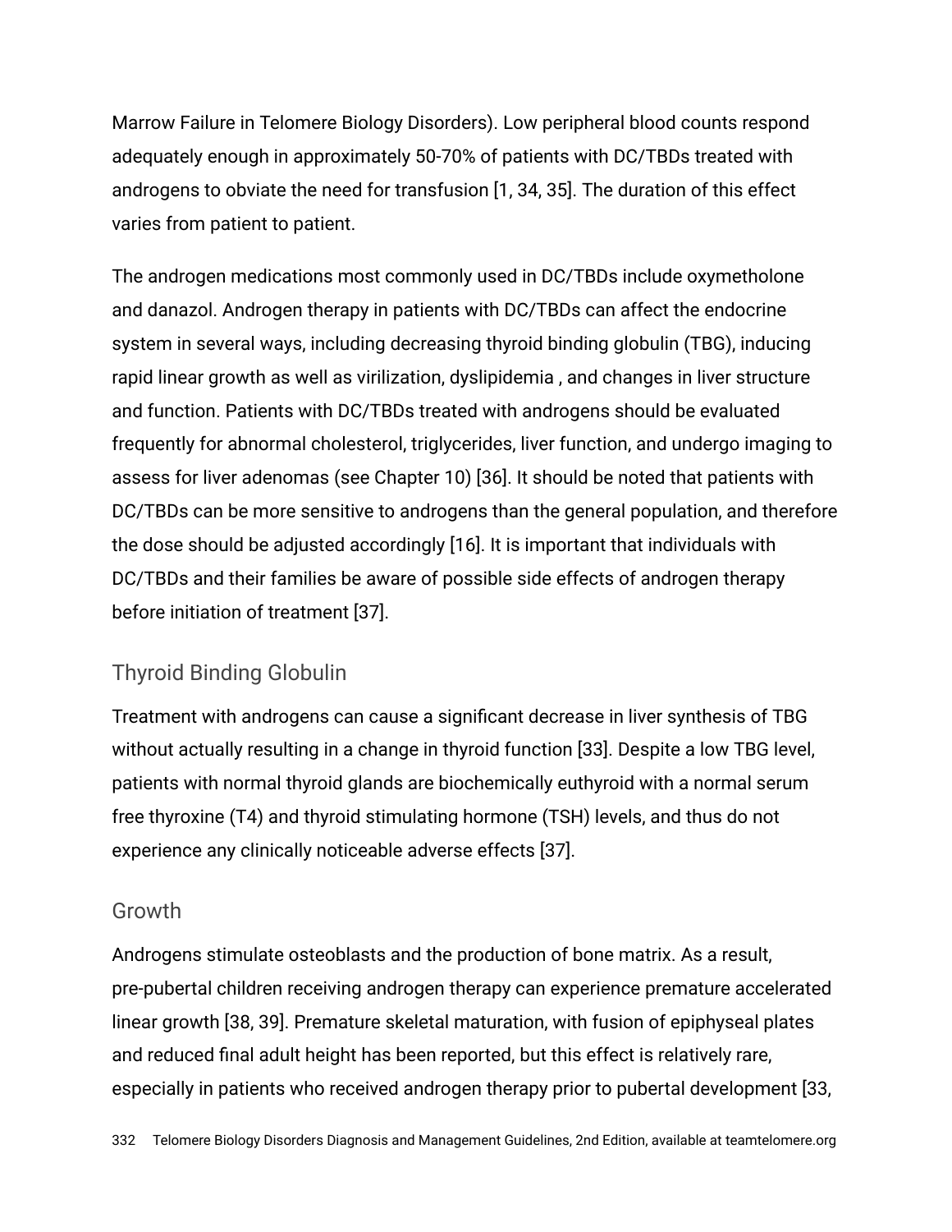Marrow Failure in Telomere Biology Disorders). Low peripheral blood counts respond adequately enough in approximately 50-70% of patients with DC/TBDs treated with androgens to obviate the need for transfusion [1, 34, 35]. The duration of this effect varies from patient to patient.

The androgen medications most commonly used in DC/TBDs include oxymetholone and danazol. Androgen therapy in patients with DC/TBDs can affect the endocrine system in several ways, including decreasing thyroid binding globulin (TBG), inducing rapid linear growth as well as virilization, dyslipidemia , and changes in liver structure and function. Patients with DC/TBDs treated with androgens should be evaluated frequently for abnormal cholesterol, triglycerides, liver function, and undergo imaging to assess for liver adenomas (see Chapter 10) [36]. It should be noted that patients with DC/TBDs can be more sensitive to androgens than the general population, and therefore the dose should be adjusted accordingly [16]. It is important that individuals with DC/TBDs and their families be aware of possible side effects of androgen therapy before initiation of treatment [37].

### Thyroid Binding Globulin

Treatment with androgens can cause a significant decrease in liver synthesis of TBG without actually resulting in a change in thyroid function [33]. Despite a low TBG level, patients with normal thyroid glands are biochemically euthyroid with a normal serum free thyroxine (T4) and thyroid stimulating hormone (TSH) levels, and thus do not experience any clinically noticeable adverse effects [37].

### Growth

Androgens stimulate osteoblasts and the production of bone matrix. As a result, pre-pubertal children receiving androgen therapy can experience premature accelerated linear growth [38, 39]. Premature skeletal maturation, with fusion of epiphyseal plates and reduced final adult height has been reported, but this effect is relatively rare, especially in patients who received androgen therapy prior to pubertal development [33,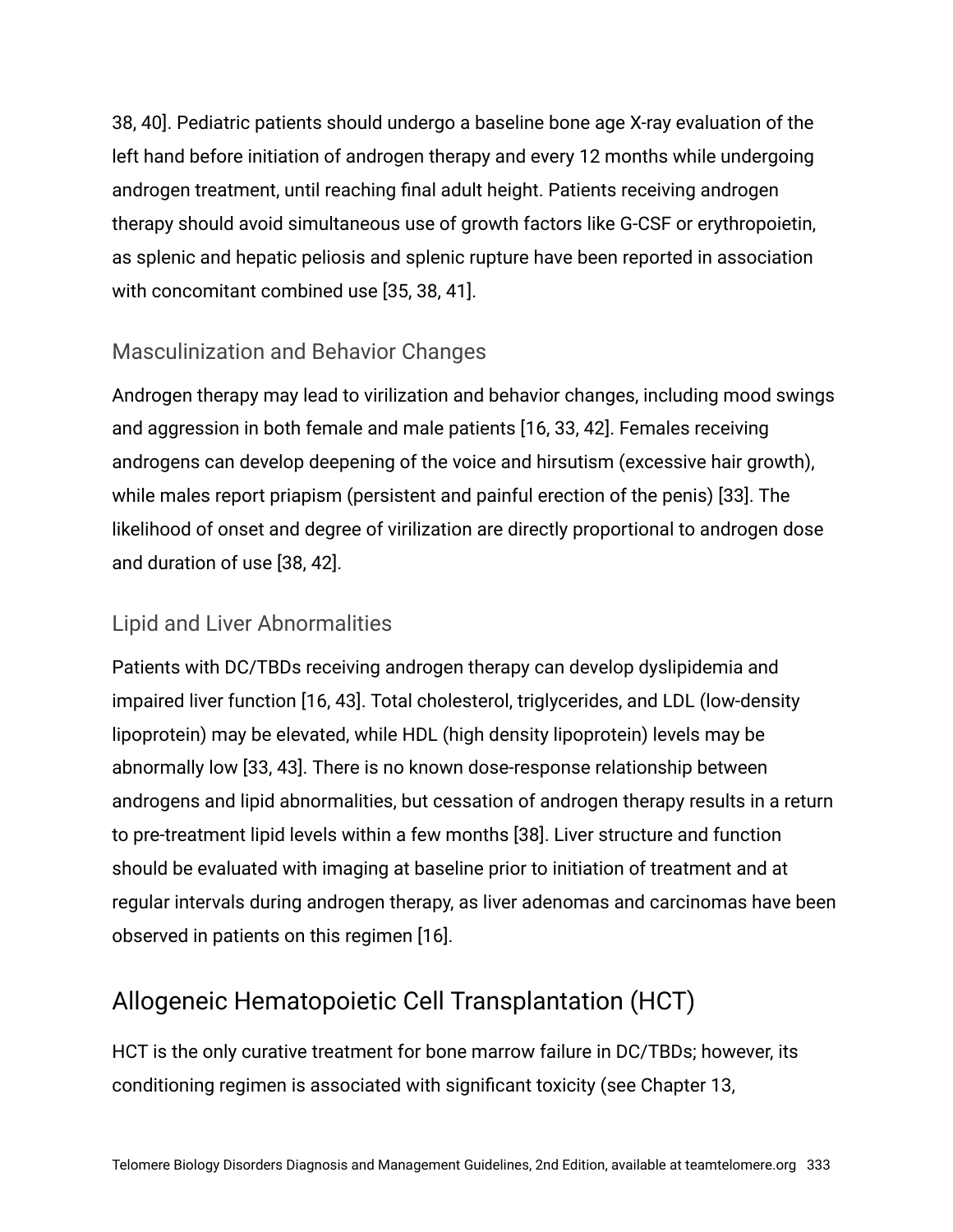38, 40]. Pediatric patients should undergo a baseline bone age X-ray evaluation of the left hand before initiation of androgen therapy and every 12 months while undergoing androgen treatment, until reaching final adult height. Patients receiving androgen therapy should avoid simultaneous use of growth factors like G-CSF or erythropoietin, as splenic and hepatic peliosis and splenic rupture have been reported in association with concomitant combined use [35, 38, 41].

### Masculinization and Behavior Changes

Androgen therapy may lead to virilization and behavior changes, including mood swings and aggression in both female and male patients [16, 33, 42]. Females receiving androgens can develop deepening of the voice and hirsutism (excessive hair growth), while males report priapism (persistent and painful erection of the penis) [33]. The likelihood of onset and degree of virilization are directly proportional to androgen dose and duration of use [38, 42].

### Lipid and Liver Abnormalities

Patients with DC/TBDs receiving androgen therapy can develop dyslipidemia and impaired liver function [16, 43]. Total cholesterol, triglycerides, and LDL (low-density lipoprotein) may be elevated, while HDL (high density lipoprotein) levels may be abnormally low [33, 43]. There is no known dose-response relationship between androgens and lipid abnormalities, but cessation of androgen therapy results in a return to pre-treatment lipid levels within a few months [38]. Liver structure and function should be evaluated with imaging at baseline prior to initiation of treatment and at regular intervals during androgen therapy, as liver adenomas and carcinomas have been observed in patients on this regimen [16].

## Allogeneic Hematopoietic Cell Transplantation (HCT)

HCT is the only curative treatment for bone marrow failure in DC/TBDs; however, its conditioning regimen is associated with significant toxicity (see Chapter 13,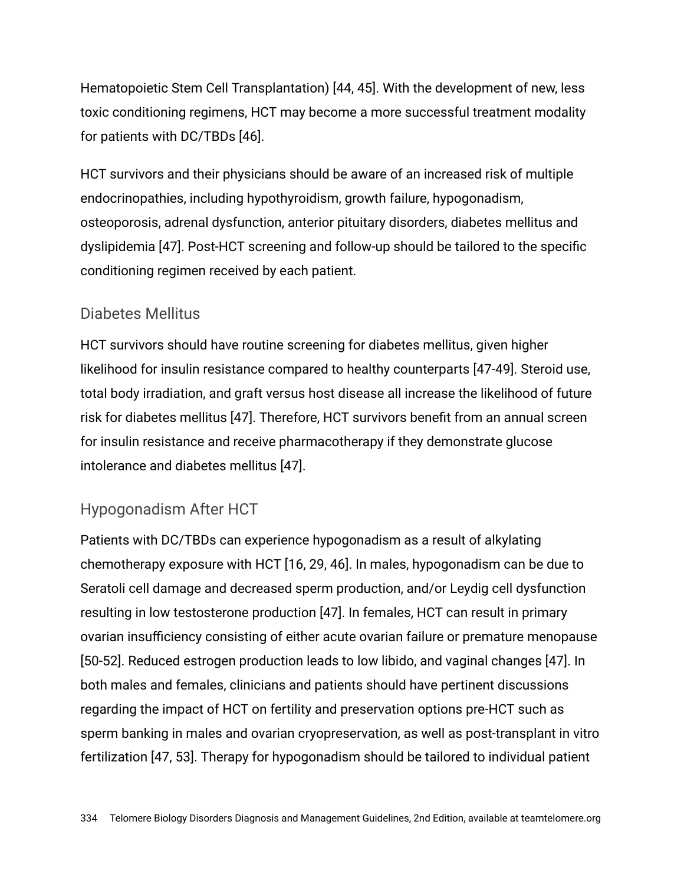Hematopoietic Stem Cell Transplantation) [44, 45]. With the development of new, less toxic conditioning regimens, HCT may become a more successful treatment modality for patients with DC/TBDs [46].

HCT survivors and their physicians should be aware of an increased risk of multiple endocrinopathies, including hypothyroidism, growth failure, hypogonadism, osteoporosis, adrenal dysfunction, anterior pituitary disorders, diabetes mellitus and dyslipidemia [47]. Post-HCT screening and follow-up should be tailored to the specific conditioning regimen received by each patient.

## Diabetes Mellitus

HCT survivors should have routine screening for diabetes mellitus, given higher likelihood for insulin resistance compared to healthy counterparts [47-49]. Steroid use, total body irradiation, and graft versus host disease all increase the likelihood of future risk for diabetes mellitus [47]. Therefore, HCT survivors benefit from an annual screen for insulin resistance and receive pharmacotherapy if they demonstrate glucose intolerance and diabetes mellitus [47].

## Hypogonadism After HCT

Patients with DC/TBDs can experience hypogonadism as a result of alkylating chemotherapy exposure with HCT [16, 29, 46]. In males, hypogonadism can be due to Seratoli cell damage and decreased sperm production, and/or Leydig cell dysfunction resulting in low testosterone production [47]. In females, HCT can result in primary ovarian insufficiency consisting of either acute ovarian failure or premature menopause [50-52]. Reduced estrogen production leads to low libido, and vaginal changes [47]. In both males and females, clinicians and patients should have pertinent discussions regarding the impact of HCT on fertility and preservation options pre-HCT such as sperm banking in males and ovarian cryopreservation, as well as post-transplant in vitro fertilization [47, 53]. Therapy for hypogonadism should be tailored to individual patient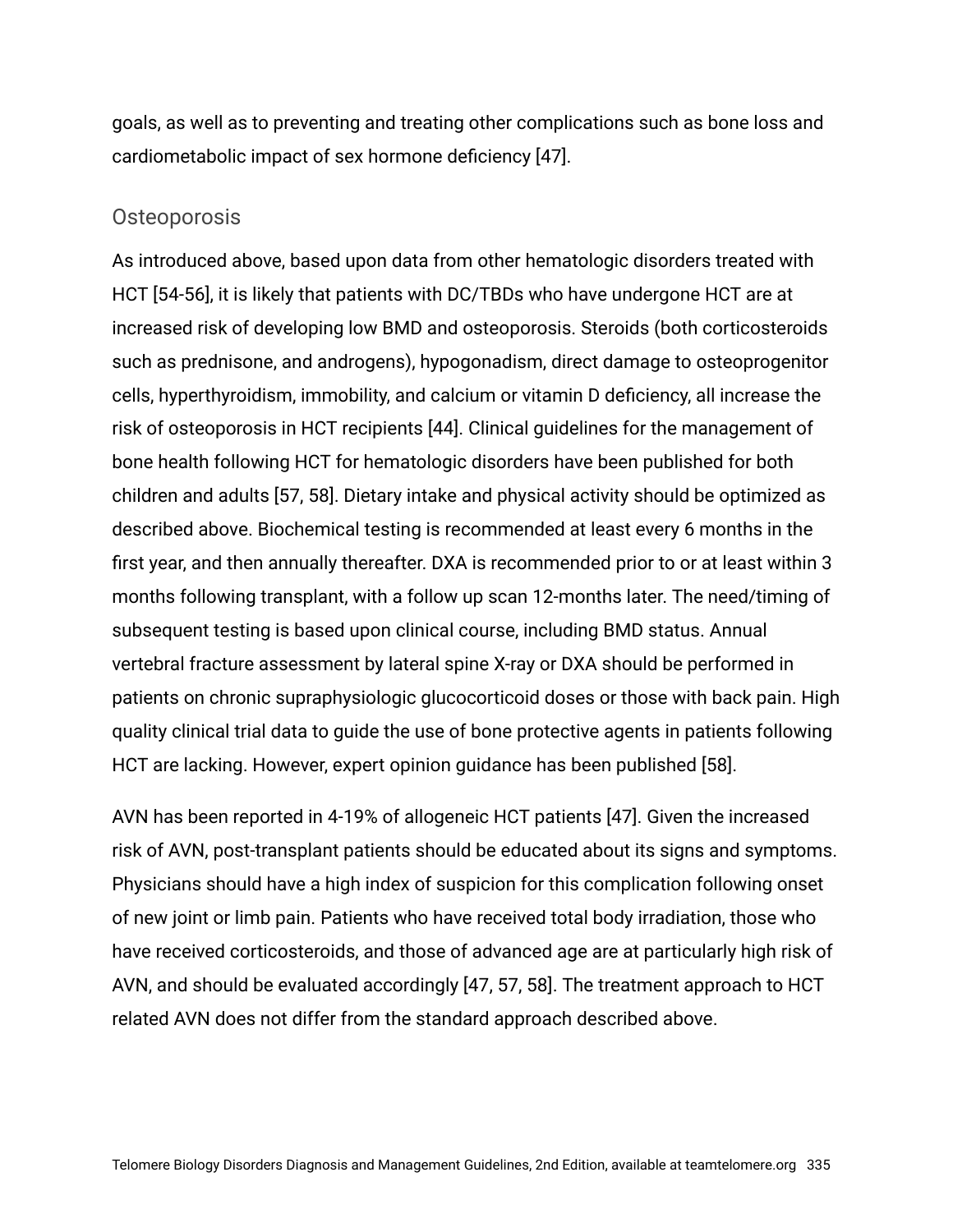goals, as well as to preventing and treating other complications such as bone loss and cardiometabolic impact of sex hormone deficiency [47].

### Osteoporosis

As introduced above, based upon data from other hematologic disorders treated with HCT [54-56], it is likely that patients with DC/TBDs who have undergone HCT are at increased risk of developing low BMD and osteoporosis. Steroids (both corticosteroids such as prednisone, and androgens), hypogonadism, direct damage to osteoprogenitor cells, hyperthyroidism, immobility, and calcium or vitamin D deficiency, all increase the risk of osteoporosis in HCT recipients [44]. Clinical guidelines for the management of bone health following HCT for hematologic disorders have been published for both children and adults [57, 58]. Dietary intake and physical activity should be optimized as described above. Biochemical testing is recommended at least every 6 months in the first year, and then annually thereafter. DXA is recommended prior to or at least within 3 months following transplant, with a follow up scan 12-months later. The need/timing of subsequent testing is based upon clinical course, including BMD status. Annual vertebral fracture assessment by lateral spine X-ray or DXA should be performed in patients on chronic supraphysiologic glucocorticoid doses or those with back pain. High quality clinical trial data to guide the use of bone protective agents in patients following HCT are lacking. However, expert opinion guidance has been published [58].

AVN has been reported in 4-19% of allogeneic HCT patients [47]. Given the increased risk of AVN, post-transplant patients should be educated about its signs and symptoms. Physicians should have a high index of suspicion for this complication following onset of new joint or limb pain. Patients who have received total body irradiation, those who have received corticosteroids, and those of advanced age are at particularly high risk of AVN, and should be evaluated accordingly [47, 57, 58]. The treatment approach to HCT related AVN does not differ from the standard approach described above.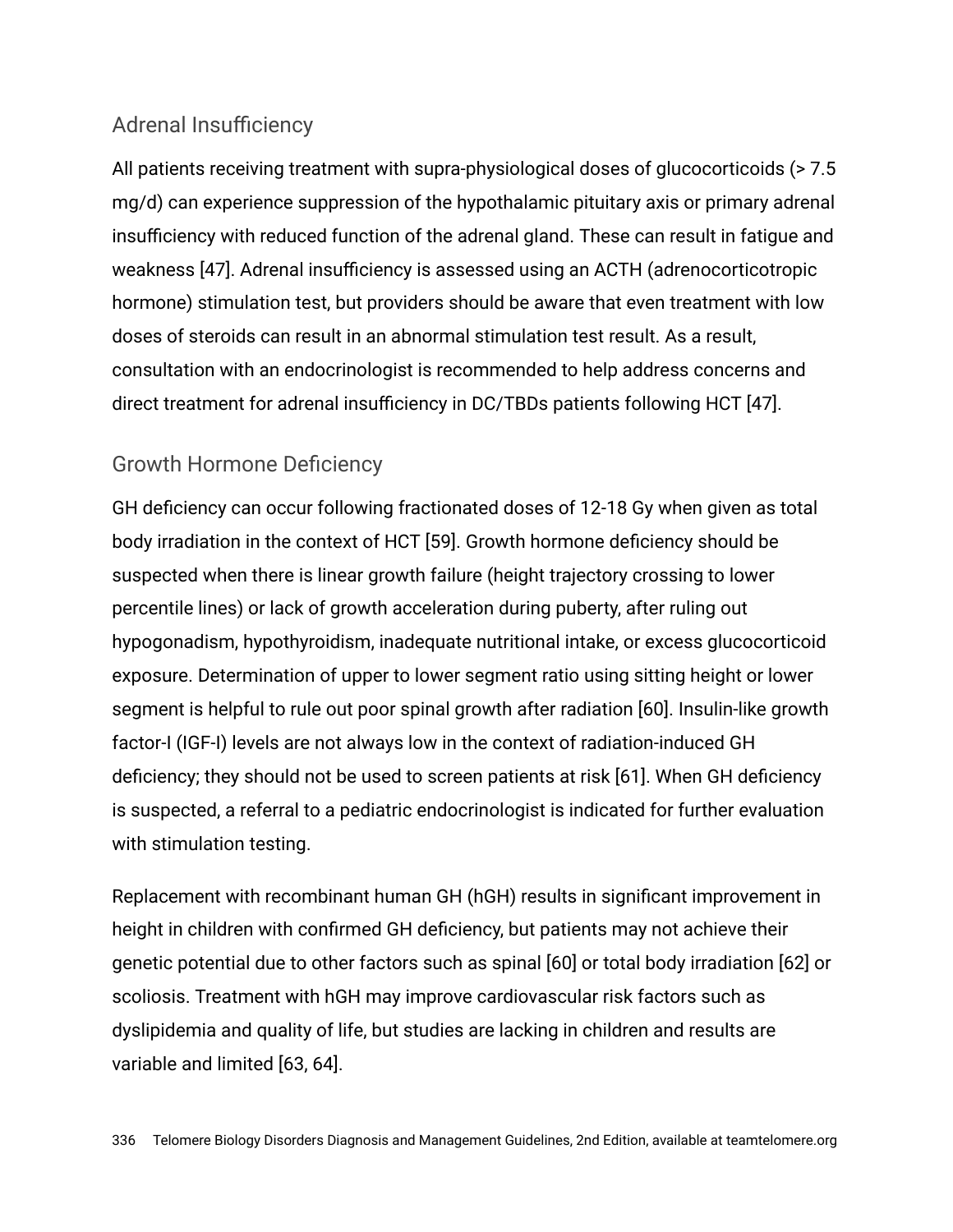## Adrenal Insufficiency

All patients receiving treatment with supra-physiological doses of glucocorticoids (> 7.5 mg/d) can experience suppression of the hypothalamic pituitary axis or primary adrenal insufficiency with reduced function of the adrenal gland. These can result in fatigue and weakness [47]. Adrenal insufficiency is assessed using an ACTH (adrenocorticotropic hormone) stimulation test, but providers should be aware that even treatment with low doses of steroids can result in an abnormal stimulation test result. As a result, consultation with an endocrinologist is recommended to help address concerns and direct treatment for adrenal insufficiency in DC/TBDs patients following HCT [47].

## Growth Hormone Deficiency

GH deficiency can occur following fractionated doses of 12-18 Gy when given as total body irradiation in the context of HCT [59]. Growth hormone deficiency should be suspected when there is linear growth failure (height trajectory crossing to lower percentile lines) or lack of growth acceleration during puberty, after ruling out hypogonadism, hypothyroidism, inadequate nutritional intake, or excess glucocorticoid exposure. Determination of upper to lower segment ratio using sitting height or lower segment is helpful to rule out poor spinal growth after radiation [60]. Insulin-like growth factor-I (IGF-I) levels are not always low in the context of radiation-induced GH deficiency; they should not be used to screen patients at risk [61]. When GH deficiency is suspected, a referral to a pediatric endocrinologist is indicated for further evaluation with stimulation testing.

Replacement with recombinant human GH (hGH) results in significant improvement in height in children with confirmed GH deficiency, but patients may not achieve their genetic potential due to other factors such as spinal [60] or total body irradiation [62] or scoliosis. Treatment with hGH may improve cardiovascular risk factors such as dyslipidemia and quality of life, but studies are lacking in children and results are variable and limited [63, 64].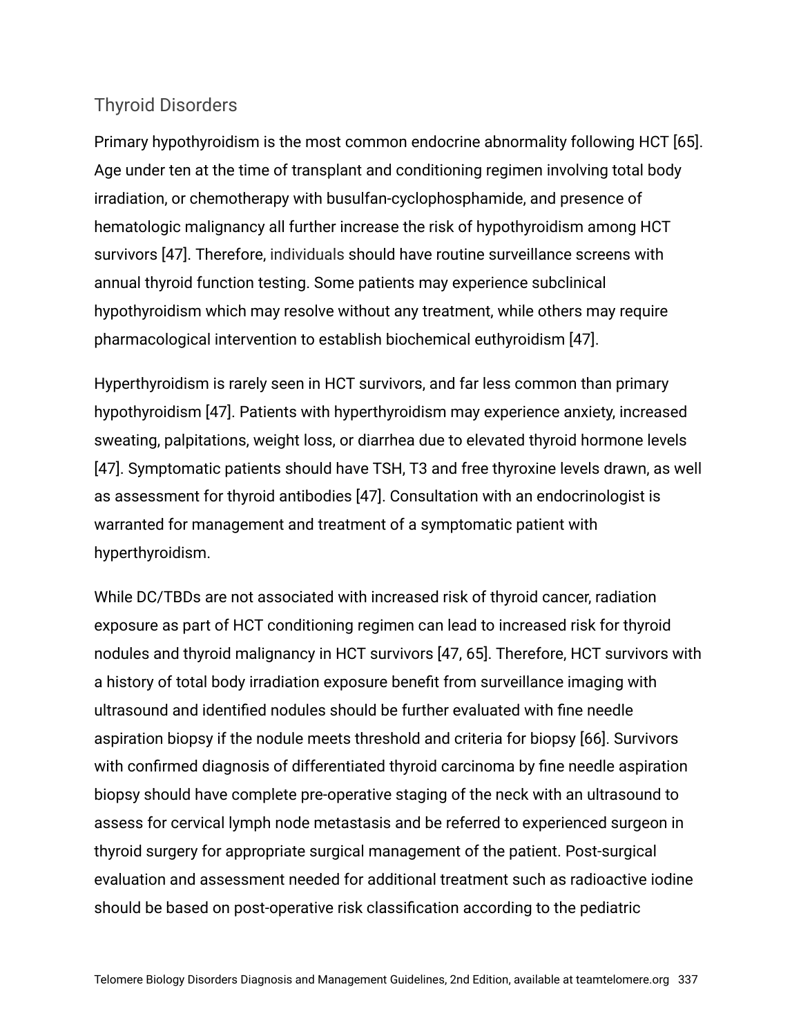## Thyroid Disorders

Primary hypothyroidism is the most common endocrine abnormality following HCT [65]. Age under ten at the time of transplant and conditioning regimen involving total body irradiation, or chemotherapy with busulfan-cyclophosphamide, and presence of hematologic malignancy all further increase the risk of hypothyroidism among HCT survivors [47]. Therefore, individuals should have routine surveillance screens with annual thyroid function testing. Some patients may experience subclinical hypothyroidism which may resolve without any treatment, while others may require pharmacological intervention to establish biochemical euthyroidism [47].

Hyperthyroidism is rarely seen in HCT survivors, and far less common than primary hypothyroidism [47]. Patients with hyperthyroidism may experience anxiety, increased sweating, palpitations, weight loss, or diarrhea due to elevated thyroid hormone levels [47]. Symptomatic patients should have TSH, T3 and free thyroxine levels drawn, as well as assessment for thyroid antibodies [47]. Consultation with an endocrinologist is warranted for management and treatment of a symptomatic patient with hyperthyroidism.

While DC/TBDs are not associated with increased risk of thyroid cancer, radiation exposure as part of HCT conditioning regimen can lead to increased risk for thyroid nodules and thyroid malignancy in HCT survivors [47, 65]. Therefore, HCT survivors with a history of total body irradiation exposure benefit from surveillance imaging with ultrasound and identified nodules should be further evaluated with fine needle aspiration biopsy if the nodule meets threshold and criteria for biopsy [66]. Survivors with confirmed diagnosis of differentiated thyroid carcinoma by fine needle aspiration biopsy should have complete pre-operative staging of the neck with an ultrasound to assess for cervical lymph node metastasis and be referred to experienced surgeon in thyroid surgery for appropriate surgical management of the patient. Post-surgical evaluation and assessment needed for additional treatment such as radioactive iodine should be based on post-operative risk classification according to the pediatric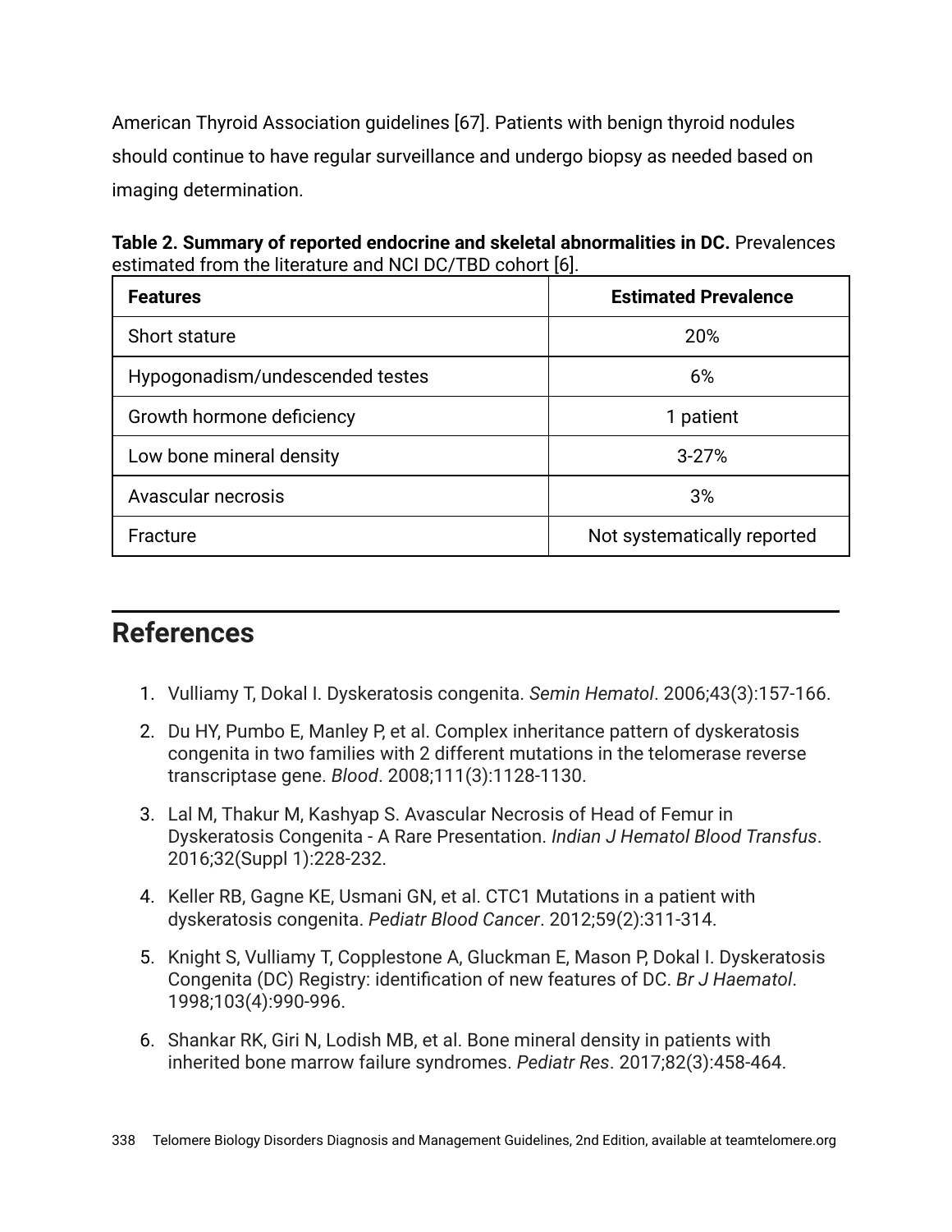American Thyroid Association guidelines [67]. Patients with benign thyroid nodules should continue to have regular surveillance and undergo biopsy as needed based on imaging determination.

**Table 2. Summary of reported endocrine and skeletal abnormalities in DC.** Prevalences estimated from the literature and NCI DC/TBD cohort [6].

| Features | Estimated Prevalence |
|---|---|
| Short stature | 20% |
| Hypogonadism/undescended testes | 6% |
| Growth hormone deficiency | 1 patient |
| Low bone mineral density | 3-27% |
| Avascular necrosis | 3% |
| Fracture | Not systematically reported |

## References

1. Vulliamy T, Dokal I. Dyskeratosis congenita. *Semin Hematol*. 2006;43(3):157-166.
2. Du HY, Pumbo E, Manley P, et al. Complex inheritance pattern of dyskeratosis congenita in two families with 2 different mutations in the telomerase reverse transcriptase gene. *Blood*. 2008;111(3):1128-1130.
3. Lal M, Thakur M, Kashyap S. Avascular Necrosis of Head of Femur in Dyskeratosis Congenita - A Rare Presentation. *Indian J Hematol Blood Transfus*. 2016;32(Suppl 1):228-232.
4. Keller RB, Gagne KE, Usmani GN, et al. CTC1 Mutations in a patient with dyskeratosis congenita. *Pediatr Blood Cancer*. 2012;59(2):311-314.
5. Knight S, Vulliamy T, Copplestone A, Gluckman E, Mason P, Dokal I. Dyskeratosis Congenita (DC) Registry: identification of new features of DC. *Br J Haematol*. 1998;103(4):990-996.
6. Shankar RK, Giri N, Lodish MB, et al. Bone mineral density in patients with inherited bone marrow failure syndromes. *Pediatr Res*. 2017;82(3):458-464.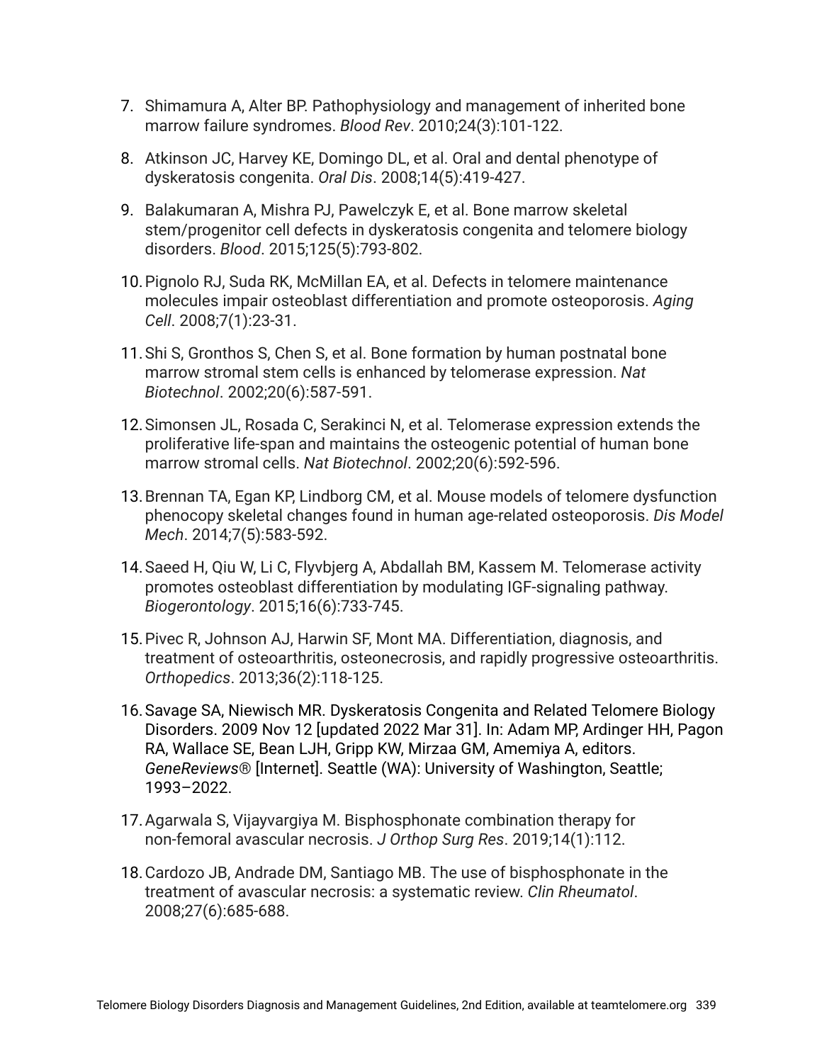7. Shimamura A, Alter BP. Pathophysiology and management of inherited bone marrow failure syndromes. *Blood Rev*. 2010;24(3):101-122.
8. Atkinson JC, Harvey KE, Domingo DL, et al. Oral and dental phenotype of dyskeratosis congenita. *Oral Dis*. 2008;14(5):419-427.
9. Balakumaran A, Mishra PJ, Pawelczyk E, et al. Bone marrow skeletal stem/progenitor cell defects in dyskeratosis congenita and telomere biology disorders. *Blood*. 2015;125(5):793-802.
10. Pignolo RJ, Suda RK, McMillan EA, et al. Defects in telomere maintenance molecules impair osteoblast differentiation and promote osteoporosis. *Aging Cell*. 2008;7(1):23-31.
11. Shi S, Gronthos S, Chen S, et al. Bone formation by human postnatal bone marrow stromal stem cells is enhanced by telomerase expression. *Nat Biotechnol*. 2002;20(6):587-591.
12. Simonsen JL, Rosada C, Serakinci N, et al. Telomerase expression extends the proliferative life-span and maintains the osteogenic potential of human bone marrow stromal cells. *Nat Biotechnol*. 2002;20(6):592-596.
13. Brennan TA, Egan KP, Lindborg CM, et al. Mouse models of telomere dysfunction phenocopy skeletal changes found in human age-related osteoporosis. *Dis Model Mech*. 2014;7(5):583-592.
14. Saeed H, Qiu W, Li C, Flyvbjerg A, Abdallah BM, Kassem M. Telomerase activity promotes osteoblast differentiation by modulating IGF-signaling pathway. *Biogerontology*. 2015;16(6):733-745.
15. Pivec R, Johnson AJ, Harwin SF, Mont MA. Differentiation, diagnosis, and treatment of osteoarthritis, osteonecrosis, and rapidly progressive osteoarthritis. *Orthopedics*. 2013;36(2):118-125.
16. Savage SA, Niewisch MR. Dyskeratosis Congenita and Related Telomere Biology Disorders. 2009 Nov 12 [updated 2022 Mar 31]. In: Adam MP, Ardinger HH, Pagon RA, Wallace SE, Bean LJH, Gripp KW, Mirzaa GM, Amemiya A, editors. *GeneReviews®* [Internet]. Seattle (WA): University of Washington, Seattle; 1993–2022.
17. Agarwala S, Vijayvargiya M. Bisphosphonate combination therapy for non-femoral avascular necrosis. *J Orthop Surg Res*. 2019;14(1):112.
18. Cardozo JB, Andrade DM, Santiago MB. The use of bisphosphonate in the treatment of avascular necrosis: a systematic review. *Clin Rheumatol*. 2008;27(6):685-688.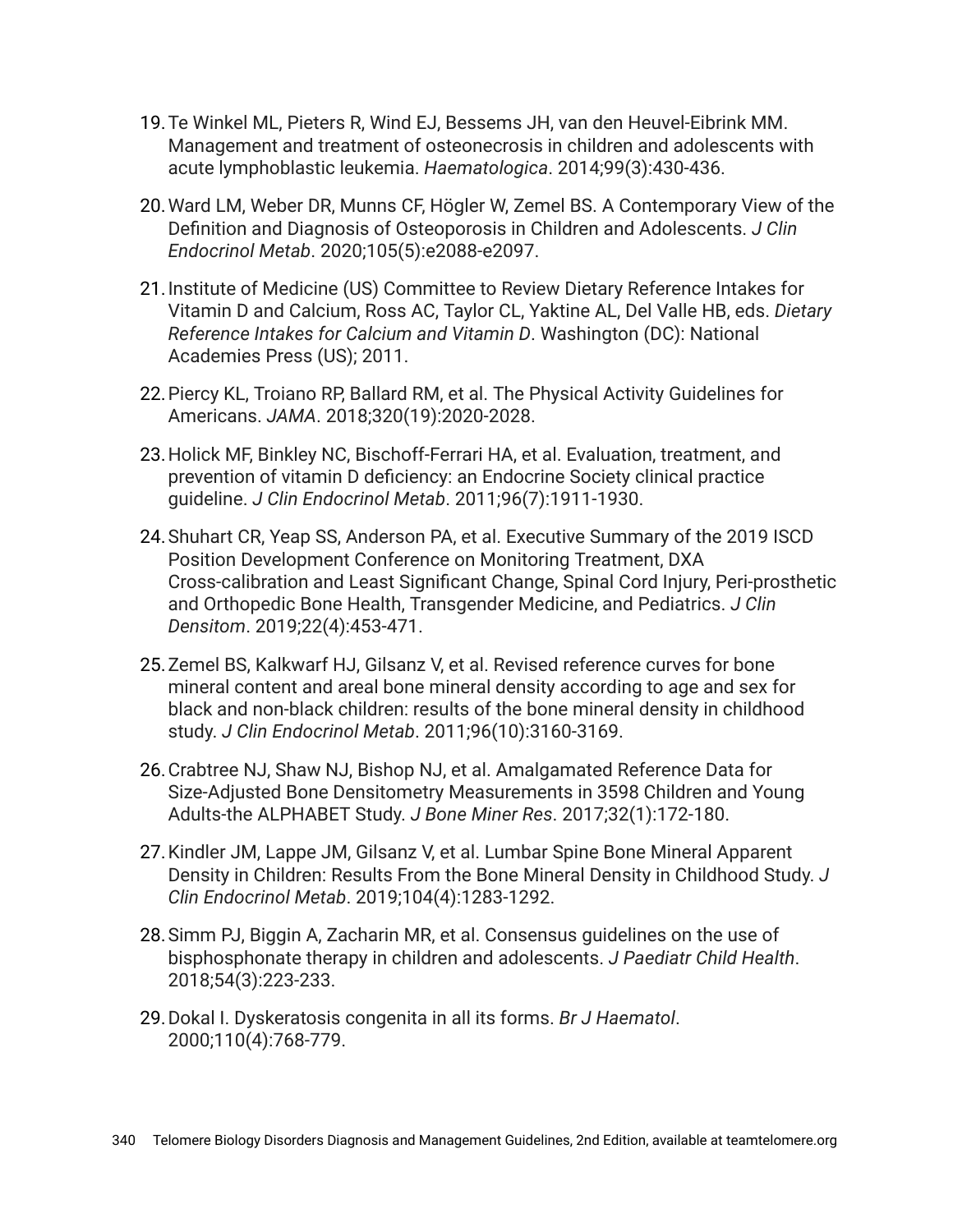19. Te Winkel ML, Pieters R, Wind EJ, Bessems JH, van den Heuvel-Eibrink MM. Management and treatment of osteonecrosis in children and adolescents with acute lymphoblastic leukemia. *Haematologica*. 2014;99(3):430-436.

20. Ward LM, Weber DR, Munns CF, Högler W, Zemel BS. A Contemporary View of the Definition and Diagnosis of Osteoporosis in Children and Adolescents. *J Clin Endocrinol Metab*. 2020;105(5):e2088-e2097.

21. Institute of Medicine (US) Committee to Review Dietary Reference Intakes for Vitamin D and Calcium, Ross AC, Taylor CL, Yaktine AL, Del Valle HB, eds. *Dietary Reference Intakes for Calcium and Vitamin D*. Washington (DC): National Academies Press (US); 2011.

22. Piercy KL, Troiano RP, Ballard RM, et al. The Physical Activity Guidelines for Americans. *JAMA*. 2018;320(19):2020-2028.

23. Holick MF, Binkley NC, Bischoff-Ferrari HA, et al. Evaluation, treatment, and prevention of vitamin D deficiency: an Endocrine Society clinical practice guideline. *J Clin Endocrinol Metab*. 2011;96(7):1911-1930.

24. Shuhart CR, Yeap SS, Anderson PA, et al. Executive Summary of the 2019 ISCD Position Development Conference on Monitoring Treatment, DXA Cross-calibration and Least Significant Change, Spinal Cord Injury, Peri-prosthetic and Orthopedic Bone Health, Transgender Medicine, and Pediatrics. *J Clin Densitom*. 2019;22(4):453-471.

25. Zemel BS, Kalkwarf HJ, Gilsanz V, et al. Revised reference curves for bone mineral content and areal bone mineral density according to age and sex for black and non-black children: results of the bone mineral density in childhood study. *J Clin Endocrinol Metab*. 2011;96(10):3160-3169.

26. Crabtree NJ, Shaw NJ, Bishop NJ, et al. Amalgamated Reference Data for Size-Adjusted Bone Densitometry Measurements in 3598 Children and Young Adults-the ALPHABET Study. *J Bone Miner Res*. 2017;32(1):172-180.

27. Kindler JM, Lappe JM, Gilsanz V, et al. Lumbar Spine Bone Mineral Apparent Density in Children: Results From the Bone Mineral Density in Childhood Study. *J Clin Endocrinol Metab*. 2019;104(4):1283-1292.

28. Simm PJ, Biggin A, Zacharin MR, et al. Consensus guidelines on the use of bisphosphonate therapy in children and adolescents. *J Paediatr Child Health*. 2018;54(3):223-233.

29. Dokal I. Dyskeratosis congenita in all its forms. *Br J Haematol*. 2000;110(4):768-779.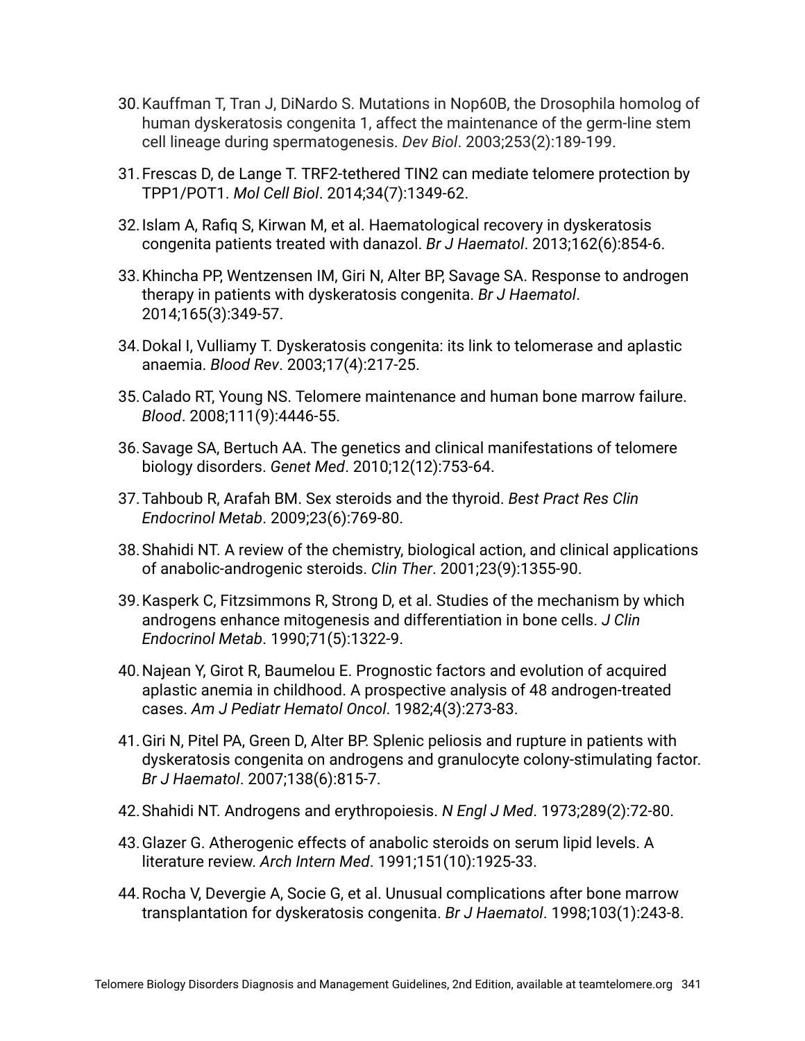30. Kauffman T, Tran J, DiNardo S. Mutations in Nop60B, the Drosophila homolog of human dyskeratosis congenita 1, affect the maintenance of the germ-line stem cell lineage during spermatogenesis. *Dev Biol*. 2003;253(2):189-199.

31. Frescas D, de Lange T. TRF2-tethered TIN2 can mediate telomere protection by TPP1/POT1. *Mol Cell Biol*. 2014;34(7):1349-62.

32. Islam A, Rafiq S, Kirwan M, et al. Haematological recovery in dyskeratosis congenita patients treated with danazol. *Br J Haematol*. 2013;162(6):854-6.

33. Khincha PP, Wentzensen IM, Giri N, Alter BP, Savage SA. Response to androgen therapy in patients with dyskeratosis congenita. *Br J Haematol*. 2014;165(3):349-57.

34. Dokal I, Vulliamy T. Dyskeratosis congenita: its link to telomerase and aplastic anaemia. *Blood Rev*. 2003;17(4):217-25.

35. Calado RT, Young NS. Telomere maintenance and human bone marrow failure. *Blood*. 2008;111(9):4446-55.

36. Savage SA, Bertuch AA. The genetics and clinical manifestations of telomere biology disorders. *Genet Med*. 2010;12(12):753-64.

37. Tahboub R, Arafah BM. Sex steroids and the thyroid. *Best Pract Res Clin Endocrinol Metab*. 2009;23(6):769-80.

38. Shahidi NT. A review of the chemistry, biological action, and clinical applications of anabolic-androgenic steroids. *Clin Ther*. 2001;23(9):1355-90.

39. Kasperk C, Fitzsimmons R, Strong D, et al. Studies of the mechanism by which androgens enhance mitogenesis and differentiation in bone cells. *J Clin Endocrinol Metab*. 1990;71(5):1322-9.

40. Najean Y, Girot R, Baumelou E. Prognostic factors and evolution of acquired aplastic anemia in childhood. A prospective analysis of 48 androgen-treated cases. *Am J Pediatr Hematol Oncol*. 1982;4(3):273-83.

41. Giri N, Pitel PA, Green D, Alter BP. Splenic peliosis and rupture in patients with dyskeratosis congenita on androgens and granulocyte colony-stimulating factor. *Br J Haematol*. 2007;138(6):815-7.

42. Shahidi NT. Androgens and erythropoiesis. *N Engl J Med*. 1973;289(2):72-80.

43. Glazer G. Atherogenic effects of anabolic steroids on serum lipid levels. A literature review. *Arch Intern Med*. 1991;151(10):1925-33.

44. Rocha V, Devergie A, Socie G, et al. Unusual complications after bone marrow transplantation for dyskeratosis congenita. *Br J Haematol*. 1998;103(1):243-8.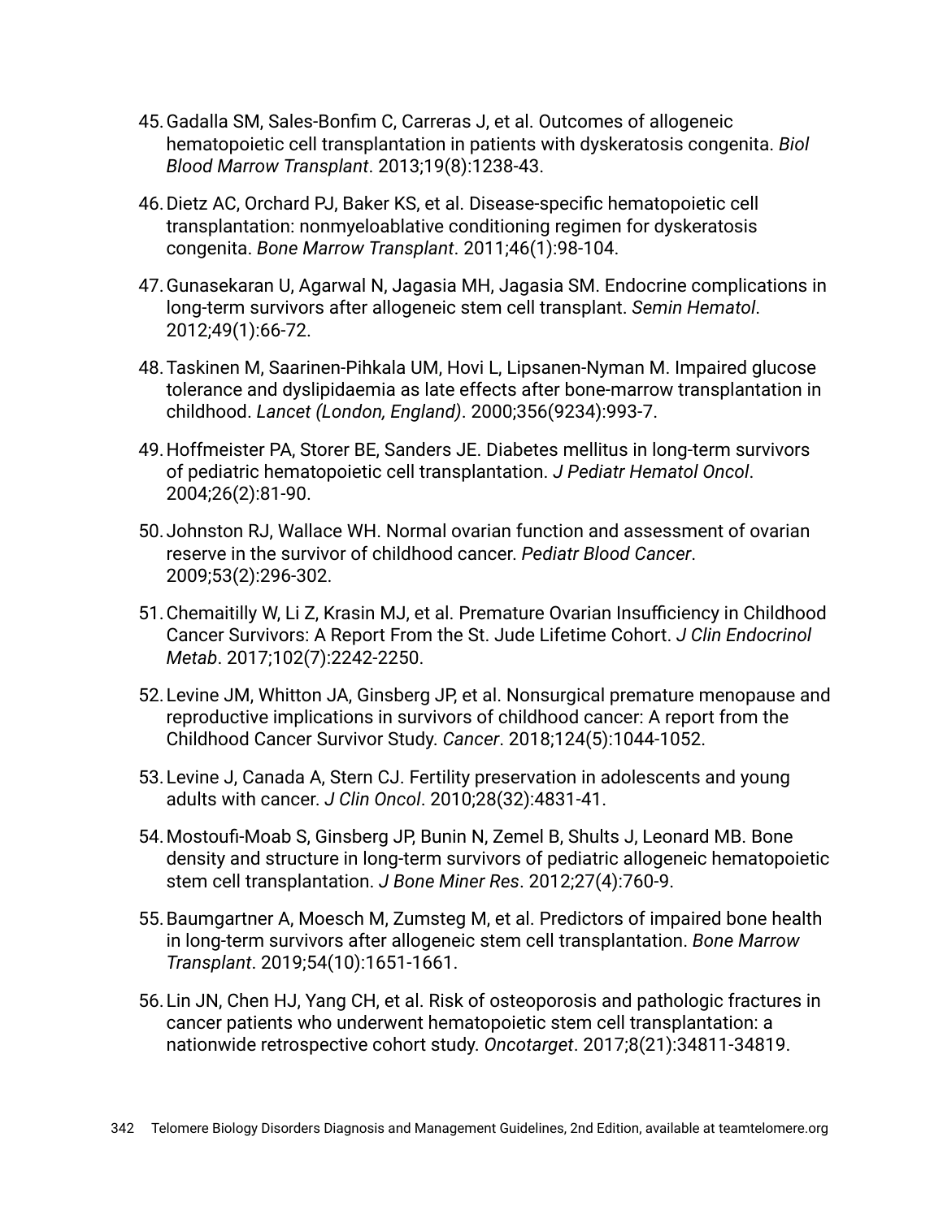45. Gadalla SM, Sales-Bonfim C, Carreras J, et al. Outcomes of allogeneic hematopoietic cell transplantation in patients with dyskeratosis congenita. *Biol Blood Marrow Transplant*. 2013;19(8):1238-43.
46. Dietz AC, Orchard PJ, Baker KS, et al. Disease-specific hematopoietic cell transplantation: nonmyeloablative conditioning regimen for dyskeratosis congenita. *Bone Marrow Transplant*. 2011;46(1):98-104.
47. Gunasekaran U, Agarwal N, Jagasia MH, Jagasia SM. Endocrine complications in long-term survivors after allogeneic stem cell transplant. *Semin Hematol*. 2012;49(1):66-72.
48. Taskinen M, Saarinen-Pihkala UM, Hovi L, Lipsanen-Nyman M. Impaired glucose tolerance and dyslipidaemia as late effects after bone-marrow transplantation in childhood. *Lancet (London, England)*. 2000;356(9234):993-7.
49. Hoffmeister PA, Storer BE, Sanders JE. Diabetes mellitus in long-term survivors of pediatric hematopoietic cell transplantation. *J Pediatr Hematol Oncol*. 2004;26(2):81-90.
50. Johnston RJ, Wallace WH. Normal ovarian function and assessment of ovarian reserve in the survivor of childhood cancer. *Pediatr Blood Cancer*. 2009;53(2):296-302.
51. Chemaitilly W, Li Z, Krasin MJ, et al. Premature Ovarian Insufficiency in Childhood Cancer Survivors: A Report From the St. Jude Lifetime Cohort. *J Clin Endocrinol Metab*. 2017;102(7):2242-2250.
52. Levine JM, Whitton JA, Ginsberg JP, et al. Nonsurgical premature menopause and reproductive implications in survivors of childhood cancer: A report from the Childhood Cancer Survivor Study. *Cancer*. 2018;124(5):1044-1052.
53. Levine J, Canada A, Stern CJ. Fertility preservation in adolescents and young adults with cancer. *J Clin Oncol*. 2010;28(32):4831-41.
54. Mostoufi-Moab S, Ginsberg JP, Bunin N, Zemel B, Shults J, Leonard MB. Bone density and structure in long-term survivors of pediatric allogeneic hematopoietic stem cell transplantation. *J Bone Miner Res*. 2012;27(4):760-9.
55. Baumgartner A, Moesch M, Zumsteg M, et al. Predictors of impaired bone health in long-term survivors after allogeneic stem cell transplantation. *Bone Marrow Transplant*. 2019;54(10):1651-1661.
56. Lin JN, Chen HJ, Yang CH, et al. Risk of osteoporosis and pathologic fractures in cancer patients who underwent hematopoietic stem cell transplantation: a nationwide retrospective cohort study. *Oncotarget*. 2017;8(21):34811-34819.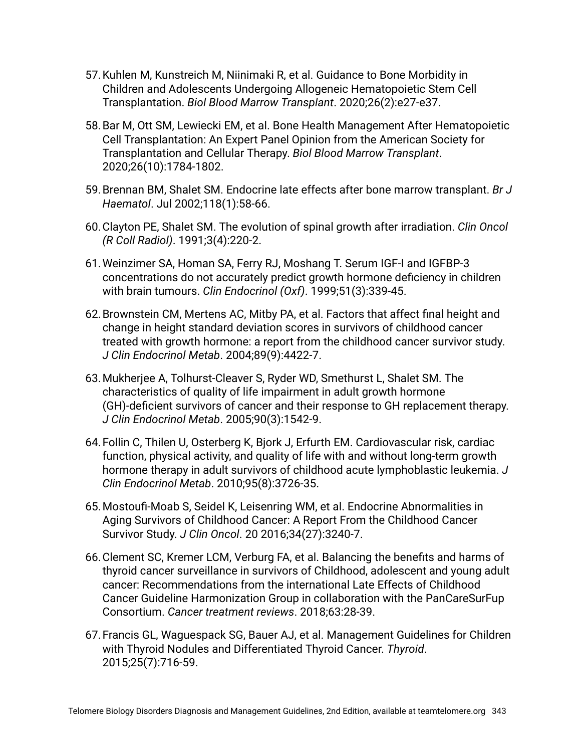57. Kuhlen M, Kunstreich M, Niinimaki R, et al. Guidance to Bone Morbidity in Children and Adolescents Undergoing Allogeneic Hematopoietic Stem Cell Transplantation. *Biol Blood Marrow Transplant*. 2020;26(2):e27-e37.

58. Bar M, Ott SM, Lewiecki EM, et al. Bone Health Management After Hematopoietic Cell Transplantation: An Expert Panel Opinion from the American Society for Transplantation and Cellular Therapy. *Biol Blood Marrow Transplant*. 2020;26(10):1784-1802.

59. Brennan BM, Shalet SM. Endocrine late effects after bone marrow transplant. *Br J Haematol*. Jul 2002;118(1):58-66.

60. Clayton PE, Shalet SM. The evolution of spinal growth after irradiation. *Clin Oncol (R Coll Radiol)*. 1991;3(4):220-2.

61. Weinzimer SA, Homan SA, Ferry RJ, Moshang T. Serum IGF-I and IGFBP-3 concentrations do not accurately predict growth hormone deficiency in children with brain tumours. *Clin Endocrinol (Oxf)*. 1999;51(3):339-45.

62. Brownstein CM, Mertens AC, Mitby PA, et al. Factors that affect final height and change in height standard deviation scores in survivors of childhood cancer treated with growth hormone: a report from the childhood cancer survivor study. *J Clin Endocrinol Metab*. 2004;89(9):4422-7.

63. Mukherjee A, Tolhurst-Cleaver S, Ryder WD, Smethurst L, Shalet SM. The characteristics of quality of life impairment in adult growth hormone (GH)-deficient survivors of cancer and their response to GH replacement therapy. *J Clin Endocrinol Metab*. 2005;90(3):1542-9.

64. Follin C, Thilen U, Osterberg K, Bjork J, Erfurth EM. Cardiovascular risk, cardiac function, physical activity, and quality of life with and without long-term growth hormone therapy in adult survivors of childhood acute lymphoblastic leukemia. *J Clin Endocrinol Metab*. 2010;95(8):3726-35.

65. Mostoufi-Moab S, Seidel K, Leisenring WM, et al. Endocrine Abnormalities in Aging Survivors of Childhood Cancer: A Report From the Childhood Cancer Survivor Study. *J Clin Oncol*. 20 2016;34(27):3240-7.

66. Clement SC, Kremer LCM, Verburg FA, et al. Balancing the benefits and harms of thyroid cancer surveillance in survivors of Childhood, adolescent and young adult cancer: Recommendations from the international Late Effects of Childhood Cancer Guideline Harmonization Group in collaboration with the PanCareSurFup Consortium. *Cancer treatment reviews*. 2018;63:28-39.

67. Francis GL, Waguespack SG, Bauer AJ, et al. Management Guidelines for Children with Thyroid Nodules and Differentiated Thyroid Cancer. *Thyroid*. 2015;25(7):716-59.